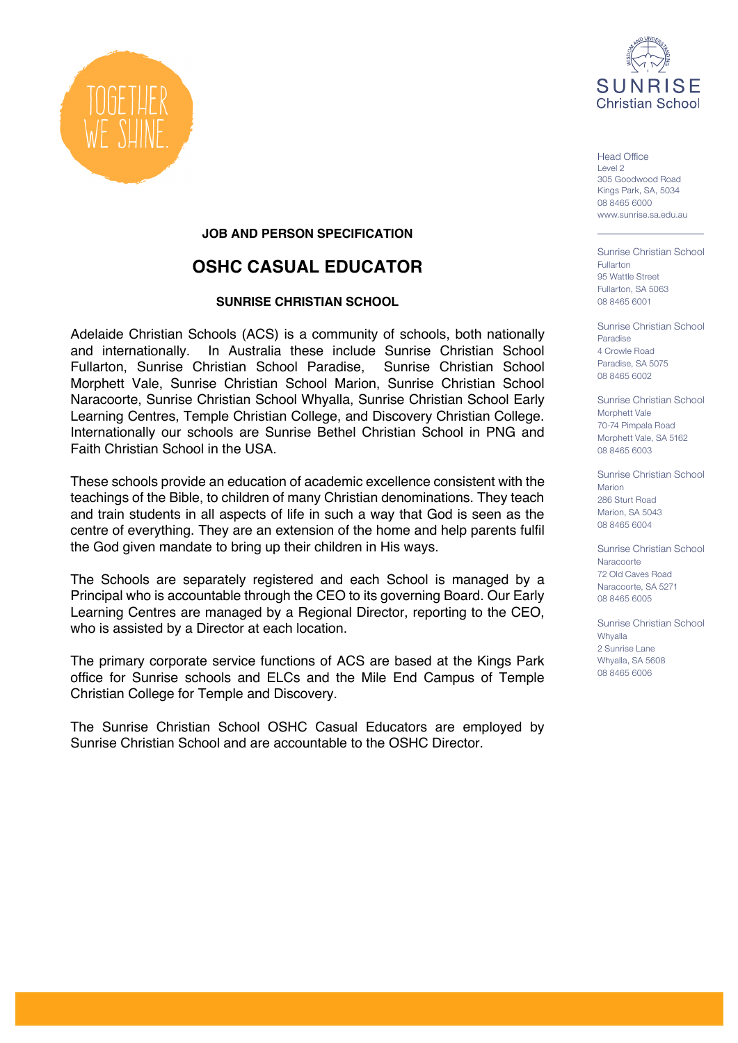TOGETHER WE SHINE.

SUNRISE Christian School

Head Office
Level 2
305 Goodwood Road
Kings Park, SA, 5034
08 8465 6000
www.sunrise.sa.edu.au

Sunrise Christian School
Fullarton
95 Wattle Street
Fullarton, SA 5063
08 8465 6001

Sunrise Christian School
Paradise
4 Crowle Road
Paradise, SA 5075
08 8465 6002

Sunrise Christian School
Morphett Vale
70-74 Pimpala Road
Morphett Vale, SA 5162
08 8465 6003

Sunrise Christian School
Marion
286 Sturt Road
Marion, SA 5043
08 8465 6004

Sunrise Christian School
Naracoorte
72 Old Caves Road
Naracoorte, SA 5271
08 8465 6005

Sunrise Christian School
Whyalla
2 Sunrise Lane
Whyalla, SA 5608
08 8465 6006

**JOB AND PERSON SPECIFICATION**

# OSHC CASUAL EDUCATOR

**SUNRISE CHRISTIAN SCHOOL**

Adelaide Christian Schools (ACS) is a community of schools, both nationally and internationally. In Australia these include Sunrise Christian School Fullarton, Sunrise Christian School Paradise, Sunrise Christian School Morphett Vale, Sunrise Christian School Marion, Sunrise Christian School Naracoorte, Sunrise Christian School Whyalla, Sunrise Christian School Early Learning Centres, Temple Christian College, and Discovery Christian College. Internationally our schools are Sunrise Bethel Christian School in PNG and Faith Christian School in the USA.

These schools provide an education of academic excellence consistent with the teachings of the Bible, to children of many Christian denominations. They teach and train students in all aspects of life in such a way that God is seen as the centre of everything. They are an extension of the home and help parents fulfil the God given mandate to bring up their children in His ways.

The Schools are separately registered and each School is managed by a Principal who is accountable through the CEO to its governing Board. Our Early Learning Centres are managed by a Regional Director, reporting to the CEO, who is assisted by a Director at each location.

The primary corporate service functions of ACS are based at the Kings Park office for Sunrise schools and ELCs and the Mile End Campus of Temple Christian College for Temple and Discovery.

The Sunrise Christian School OSHC Casual Educators are employed by Sunrise Christian School and are accountable to the OSHC Director.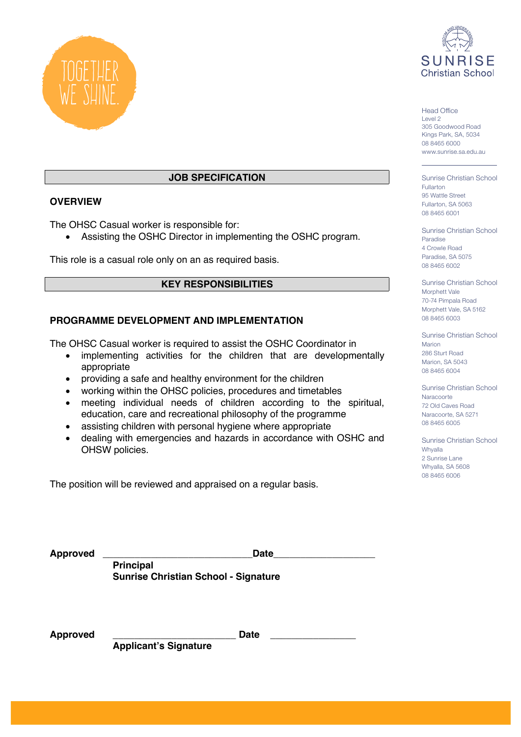TOGETHER WE SHINE.

SUNRISE Christian School

Head Office
Level 2
305 Goodwood Road
Kings Park, SA, 5034
08 8465 6000
www.sunrise.sa.edu.au

Sunrise Christian School
Fullarton
95 Wattle Street
Fullarton, SA 5063
08 8465 6001

Sunrise Christian School
Paradise
4 Crowle Road
Paradise, SA 5075
08 8465 6002

Sunrise Christian School
Morphett Vale
70-74 Pimpala Road
Morphett Vale, SA 5162
08 8465 6003

Sunrise Christian School
Marion
286 Sturt Road
Marion, SA 5043
08 8465 6004

Sunrise Christian School
Naracoorte
72 Old Caves Road
Naracoorte, SA 5271
08 8465 6005

Sunrise Christian School
Whyalla
2 Sunrise Lane
Whyalla, SA 5608
08 8465 6006

## JOB SPECIFICATION

### OVERVIEW

The OHSC Casual worker is responsible for:

- Assisting the OSHC Director in implementing the OSHC program.

This role is a casual role only on an as required basis.

## KEY RESPONSIBILITIES

### PROGRAMME DEVELOPMENT AND IMPLEMENTATION

The OHSC Casual worker is required to assist the OSHC Coordinator in

- implementing activities for the children that are developmentally appropriate
- providing a safe and healthy environment for the children
- working within the OHSC policies, procedures and timetables
- meeting individual needs of children according to the spiritual, education, care and recreational philosophy of the programme
- assisting children with personal hygiene where appropriate
- dealing with emergencies and hazards in accordance with OSHC and OHSW policies.

The position will be reviewed and appraised on a regular basis.

**Approved** ______________________________**Date**____________________
**Principal**
**Sunrise Christian School - Signature**

**Approved** _________________________ **Date** _________________
**Applicant's Signature**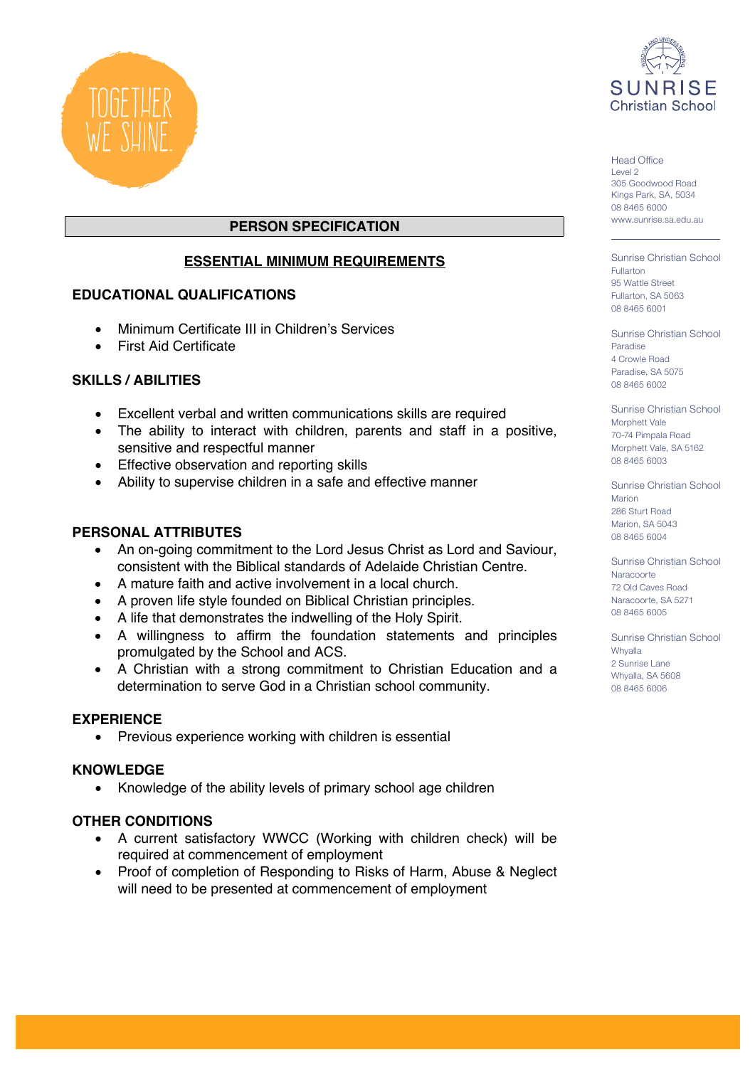TOGETHER WE SHINE.

SUNRISE Christian School

Head Office
Level 2
305 Goodwood Road
Kings Park, SA, 5034
08 8465 6000
www.sunrise.sa.edu.au

Sunrise Christian School
Fullarton
95 Wattle Street
Fullarton, SA 5063
08 8465 6001

Sunrise Christian School
Paradise
4 Crowle Road
Paradise, SA 5075
08 8465 6002

Sunrise Christian School
Morphett Vale
70-74 Pimpala Road
Morphett Vale, SA 5162
08 8465 6003

Sunrise Christian School
Marion
286 Sturt Road
Marion, SA 5043
08 8465 6004

Sunrise Christian School
Naracoorte
72 Old Caves Road
Naracoorte, SA 5271
08 8465 6005

Sunrise Christian School
Whyalla
2 Sunrise Lane
Whyalla, SA 5608
08 8465 6006

# PERSON SPECIFICATION

## ESSENTIAL MINIMUM REQUIREMENTS

### EDUCATIONAL QUALIFICATIONS

- Minimum Certificate III in Children's Services
- First Aid Certificate

### SKILLS / ABILITIES

- Excellent verbal and written communications skills are required
- The ability to interact with children, parents and staff in a positive, sensitive and respectful manner
- Effective observation and reporting skills
- Ability to supervise children in a safe and effective manner

### PERSONAL ATTRIBUTES

- An on-going commitment to the Lord Jesus Christ as Lord and Saviour, consistent with the Biblical standards of Adelaide Christian Centre.
- A mature faith and active involvement in a local church.
- A proven life style founded on Biblical Christian principles.
- A life that demonstrates the indwelling of the Holy Spirit.
- A willingness to affirm the foundation statements and principles promulgated by the School and ACS.
- A Christian with a strong commitment to Christian Education and a determination to serve God in a Christian school community.

### EXPERIENCE

- Previous experience working with children is essential

### KNOWLEDGE

- Knowledge of the ability levels of primary school age children

### OTHER CONDITIONS

- A current satisfactory WWCC (Working with children check) will be required at commencement of employment
- Proof of completion of Responding to Risks of Harm, Abuse & Neglect will need to be presented at commencement of employment